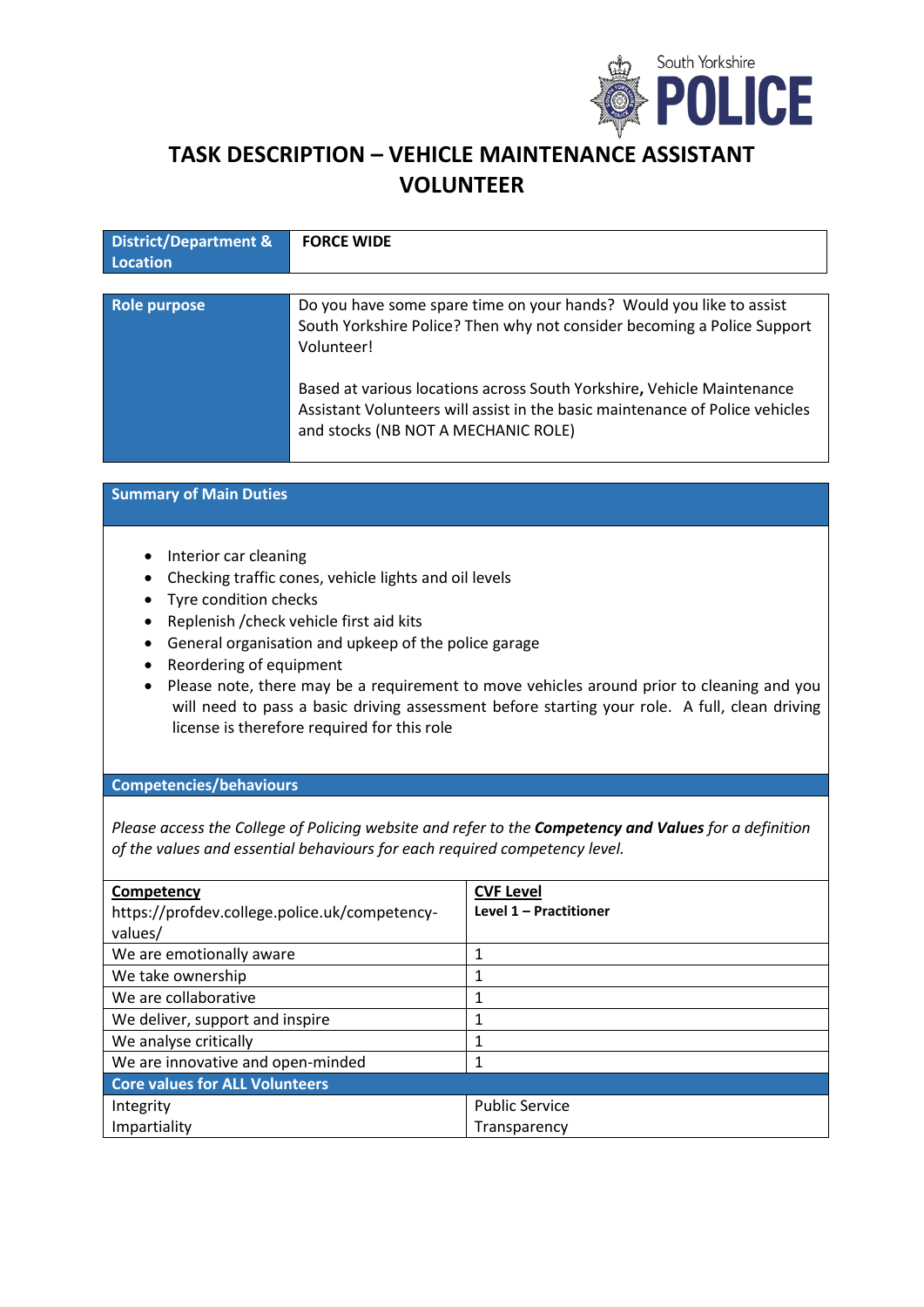South Yorkshire POLICE

# TASK DESCRIPTION – VEHICLE MAINTENANCE ASSISTANT VOLUNTEER

| **District/Department & Location** | **FORCE WIDE** |
|---|---|

| **Role purpose** | Do you have some spare time on your hands? Would you like to assist South Yorkshire Police? Then why not consider becoming a Police Support Volunteer!<br><br>Based at various locations across South Yorkshire**,** Vehicle Maintenance Assistant Volunteers will assist in the basic maintenance of Police vehicles and stocks (NB NOT A MECHANIC ROLE) |
|---|---|

## Summary of Main Duties

- Interior car cleaning
- Checking traffic cones, vehicle lights and oil levels
- Tyre condition checks
- Replenish /check vehicle first aid kits
- General organisation and upkeep of the police garage
- Reordering of equipment
- Please note, there may be a requirement to move vehicles around prior to cleaning and you will need to pass a basic driving assessment before starting your role. A full, clean driving license is therefore required for this role

## Competencies/behaviours

*Please access the College of Policing website and refer to the **Competency and Values** for a definition of the values and essential behaviours for each required competency level.*

| **Competency**<br>https://profdev.college.police.uk/competency-values/ | **CVF Level**<br>**Level 1 – Practitioner** |
|---|---|
| We are emotionally aware | 1 |
| We take ownership | 1 |
| We are collaborative | 1 |
| We deliver, support and inspire | 1 |
| We analyse critically | 1 |
| We are innovative and open-minded | 1 |
| **Core values for ALL Volunteers** | |
| Integrity<br>Impartiality | Public Service<br>Transparency |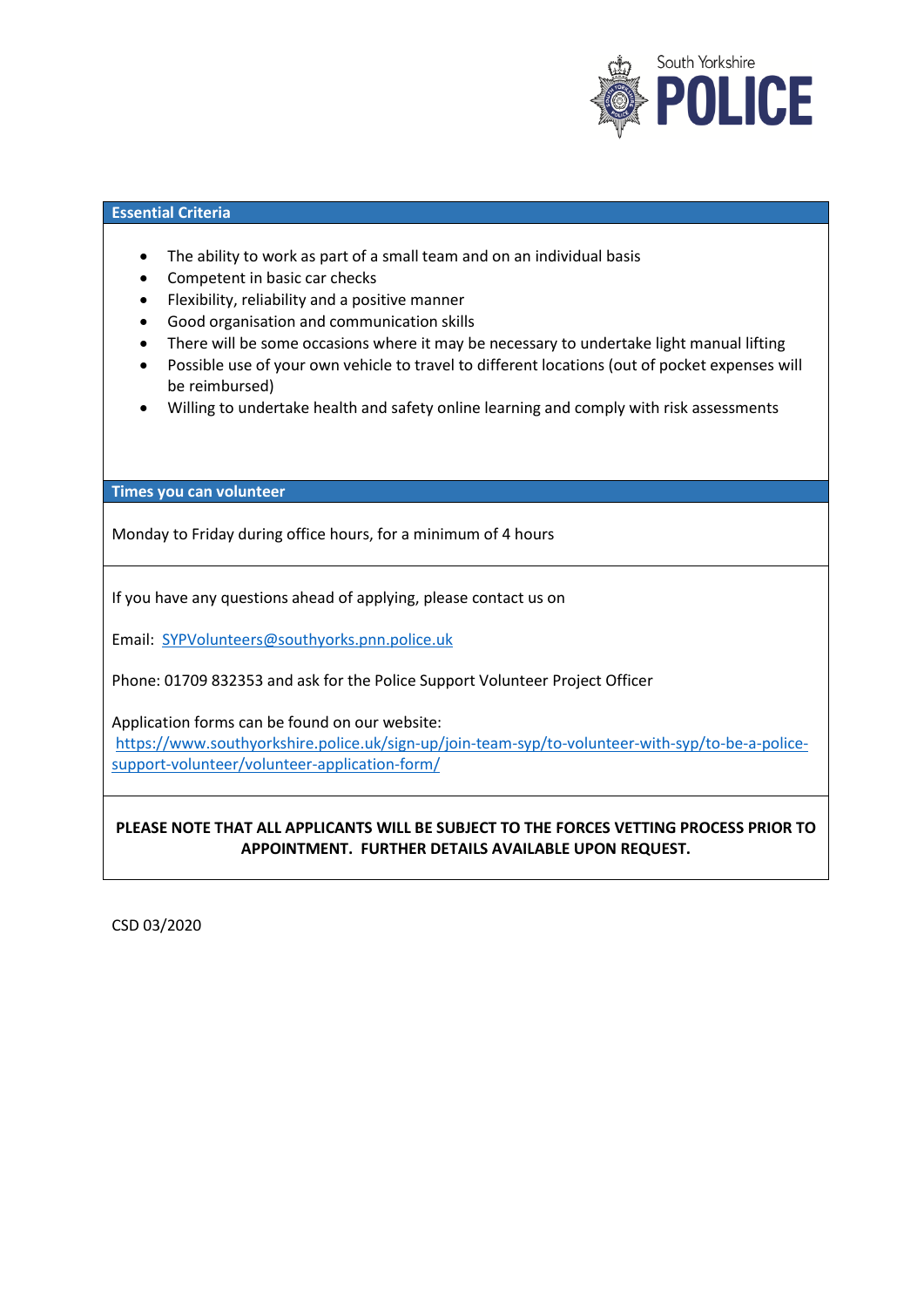## Essential Criteria

- The ability to work as part of a small team and on an individual basis
- Competent in basic car checks
- Flexibility, reliability and a positive manner
- Good organisation and communication skills
- There will be some occasions where it may be necessary to undertake light manual lifting
- Possible use of your own vehicle to travel to different locations (out of pocket expenses will be reimbursed)
- Willing to undertake health and safety online learning and comply with risk assessments

## Times you can volunteer

Monday to Friday during office hours, for a minimum of 4 hours

If you have any questions ahead of applying, please contact us on

Email: [SYPVolunteers@southyorks.pnn.police.uk](mailto:SYPVolunteers@southyorks.pnn.police.uk)

Phone: 01709 832353 and ask for the Police Support Volunteer Project Officer

Application forms can be found on our website:
[https://www.southyorkshire.police.uk/sign-up/join-team-syp/to-volunteer-with-syp/to-be-a-police-support-volunteer/volunteer-application-form/](https://www.southyorkshire.police.uk/sign-up/join-team-syp/to-volunteer-with-syp/to-be-a-police-support-volunteer/volunteer-application-form/)

**PLEASE NOTE THAT ALL APPLICANTS WILL BE SUBJECT TO THE FORCES VETTING PROCESS PRIOR TO APPOINTMENT. FURTHER DETAILS AVAILABLE UPON REQUEST.**

CSD 03/2020